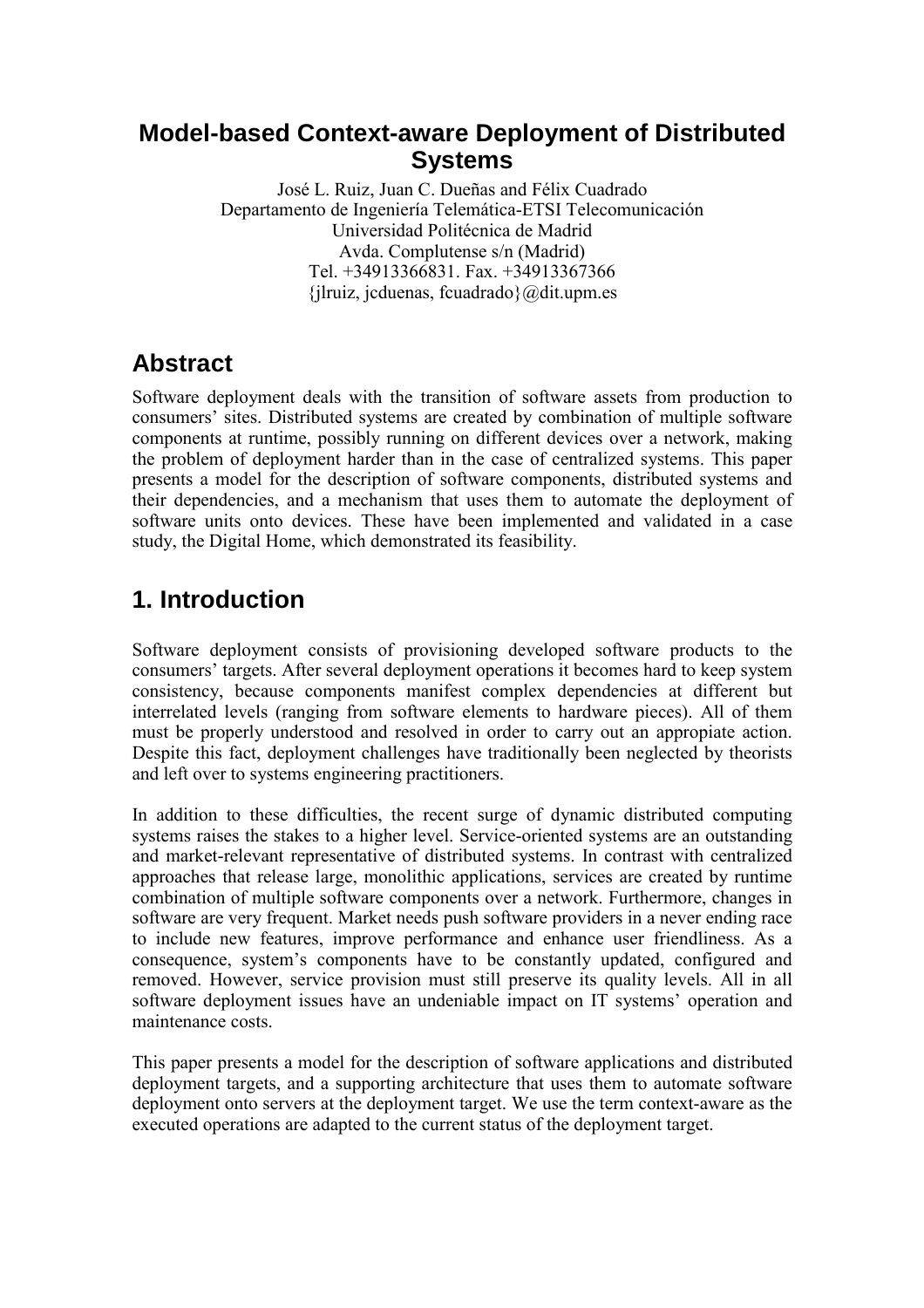# Model-based Context-aware Deployment of Distributed Systems

José L. Ruiz, Juan C. Dueñas and Félix Cuadrado
Departamento de Ingeniería Telemática-ETSI Telecomunicación
Universidad Politécnica de Madrid
Avda. Complutense s/n (Madrid)
Tel. +34913366831. Fax. +34913367366
{jlruiz, jcduenas, fcuadrado}@dit.upm.es

## Abstract

Software deployment deals with the transition of software assets from production to consumers' sites. Distributed systems are created by combination of multiple software components at runtime, possibly running on different devices over a network, making the problem of deployment harder than in the case of centralized systems. This paper presents a model for the description of software components, distributed systems and their dependencies, and a mechanism that uses them to automate the deployment of software units onto devices. These have been implemented and validated in a case study, the Digital Home, which demonstrated its feasibility.

## 1. Introduction

Software deployment consists of provisioning developed software products to the consumers' targets. After several deployment operations it becomes hard to keep system consistency, because components manifest complex dependencies at different but interrelated levels (ranging from software elements to hardware pieces). All of them must be properly understood and resolved in order to carry out an appropiate action. Despite this fact, deployment challenges have traditionally been neglected by theorists and left over to systems engineering practitioners.

In addition to these difficulties, the recent surge of dynamic distributed computing systems raises the stakes to a higher level. Service-oriented systems are an outstanding and market-relevant representative of distributed systems. In contrast with centralized approaches that release large, monolithic applications, services are created by runtime combination of multiple software components over a network. Furthermore, changes in software are very frequent. Market needs push software providers in a never ending race to include new features, improve performance and enhance user friendliness. As a consequence, system's components have to be constantly updated, configured and removed. However, service provision must still preserve its quality levels. All in all software deployment issues have an undeniable impact on IT systems' operation and maintenance costs.

This paper presents a model for the description of software applications and distributed deployment targets, and a supporting architecture that uses them to automate software deployment onto servers at the deployment target. We use the term context-aware as the executed operations are adapted to the current status of the deployment target.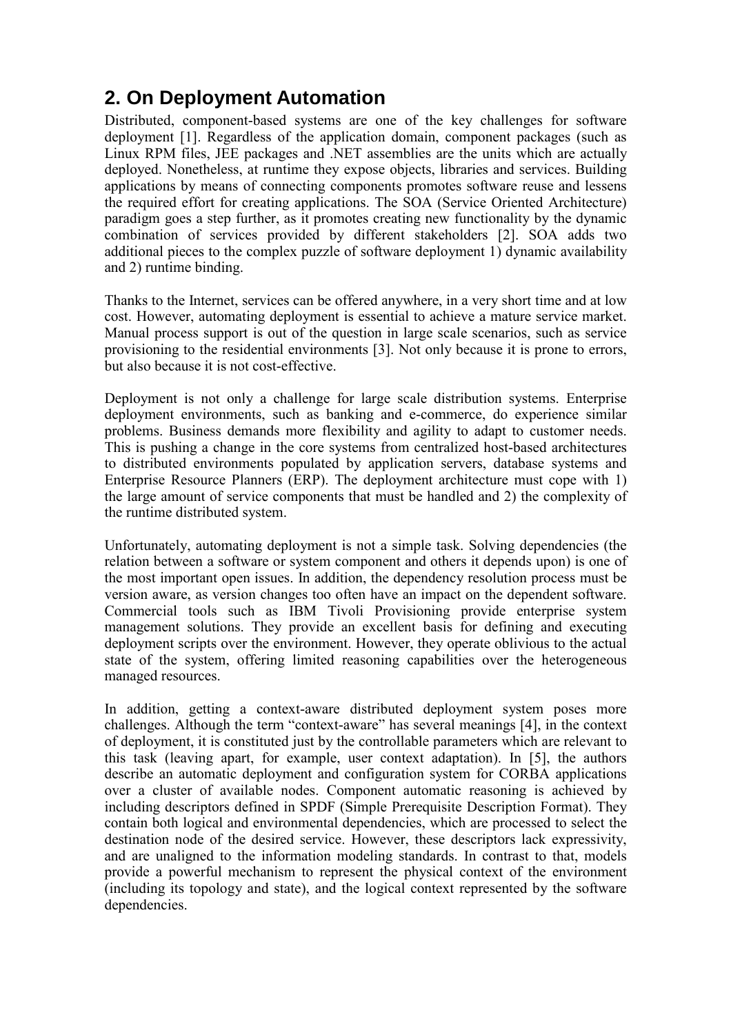## 2. On Deployment Automation

Distributed, component-based systems are one of the key challenges for software deployment [1]. Regardless of the application domain, component packages (such as Linux RPM files, JEE packages and .NET assemblies are the units which are actually deployed. Nonetheless, at runtime they expose objects, libraries and services. Building applications by means of connecting components promotes software reuse and lessens the required effort for creating applications. The SOA (Service Oriented Architecture) paradigm goes a step further, as it promotes creating new functionality by the dynamic combination of services provided by different stakeholders [2]. SOA adds two additional pieces to the complex puzzle of software deployment 1) dynamic availability and 2) runtime binding.

Thanks to the Internet, services can be offered anywhere, in a very short time and at low cost. However, automating deployment is essential to achieve a mature service market. Manual process support is out of the question in large scale scenarios, such as service provisioning to the residential environments [3]. Not only because it is prone to errors, but also because it is not cost-effective.

Deployment is not only a challenge for large scale distribution systems. Enterprise deployment environments, such as banking and e-commerce, do experience similar problems. Business demands more flexibility and agility to adapt to customer needs. This is pushing a change in the core systems from centralized host-based architectures to distributed environments populated by application servers, database systems and Enterprise Resource Planners (ERP). The deployment architecture must cope with 1) the large amount of service components that must be handled and 2) the complexity of the runtime distributed system.

Unfortunately, automating deployment is not a simple task. Solving dependencies (the relation between a software or system component and others it depends upon) is one of the most important open issues. In addition, the dependency resolution process must be version aware, as version changes too often have an impact on the dependent software. Commercial tools such as IBM Tivoli Provisioning provide enterprise system management solutions. They provide an excellent basis for defining and executing deployment scripts over the environment. However, they operate oblivious to the actual state of the system, offering limited reasoning capabilities over the heterogeneous managed resources.

In addition, getting a context-aware distributed deployment system poses more challenges. Although the term "context-aware" has several meanings [4], in the context of deployment, it is constituted just by the controllable parameters which are relevant to this task (leaving apart, for example, user context adaptation). In [5], the authors describe an automatic deployment and configuration system for CORBA applications over a cluster of available nodes. Component automatic reasoning is achieved by including descriptors defined in SPDF (Simple Prerequisite Description Format). They contain both logical and environmental dependencies, which are processed to select the destination node of the desired service. However, these descriptors lack expressivity, and are unaligned to the information modeling standards. In contrast to that, models provide a powerful mechanism to represent the physical context of the environment (including its topology and state), and the logical context represented by the software dependencies.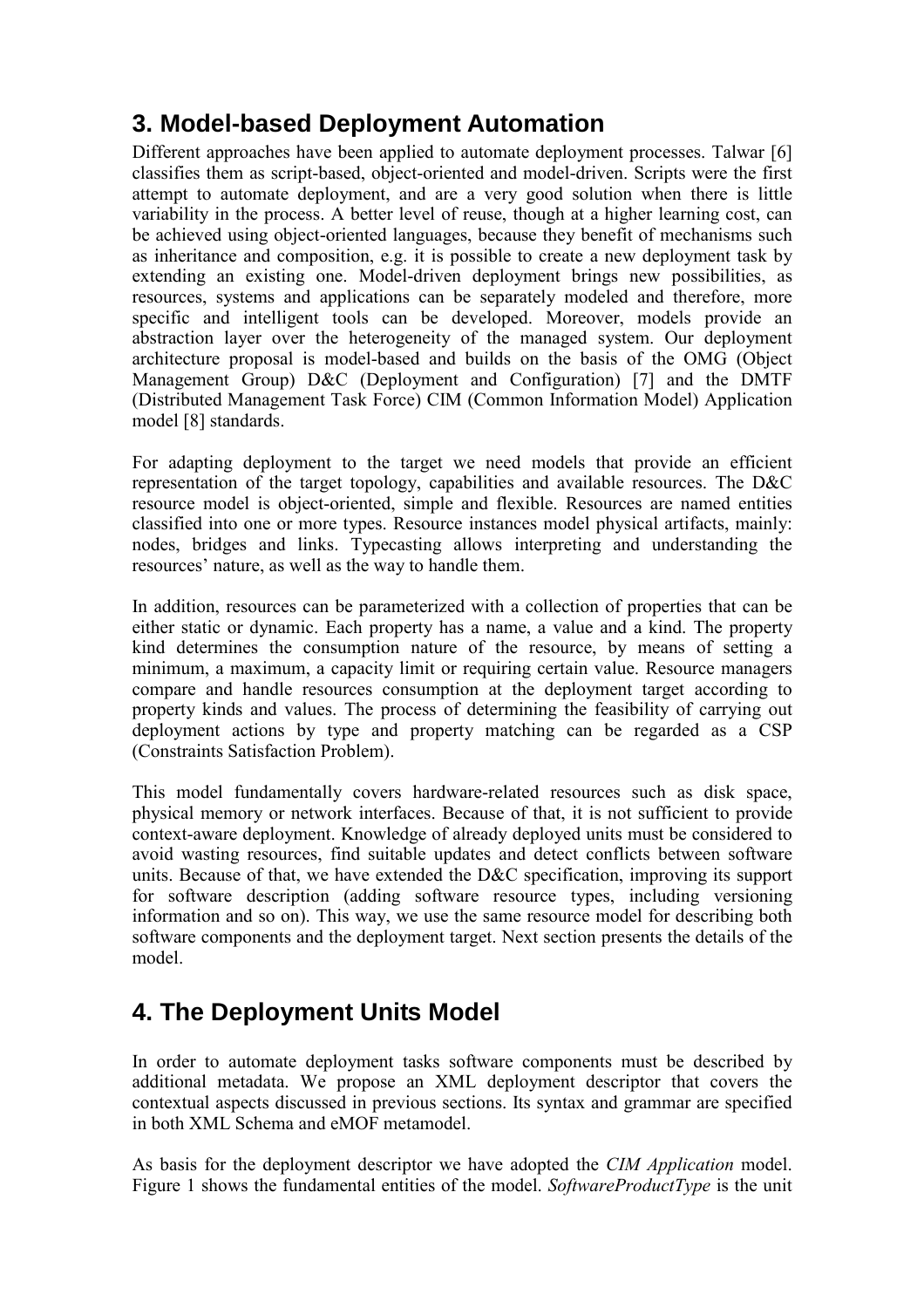## 3. Model-based Deployment Automation

Different approaches have been applied to automate deployment processes. Talwar [6] classifies them as script-based, object-oriented and model-driven. Scripts were the first attempt to automate deployment, and are a very good solution when there is little variability in the process. A better level of reuse, though at a higher learning cost, can be achieved using object-oriented languages, because they benefit of mechanisms such as inheritance and composition, e.g. it is possible to create a new deployment task by extending an existing one. Model-driven deployment brings new possibilities, as resources, systems and applications can be separately modeled and therefore, more specific and intelligent tools can be developed. Moreover, models provide an abstraction layer over the heterogeneity of the managed system. Our deployment architecture proposal is model-based and builds on the basis of the OMG (Object Management Group) D&C (Deployment and Configuration) [7] and the DMTF (Distributed Management Task Force) CIM (Common Information Model) Application model [8] standards.

For adapting deployment to the target we need models that provide an efficient representation of the target topology, capabilities and available resources. The D&C resource model is object-oriented, simple and flexible. Resources are named entities classified into one or more types. Resource instances model physical artifacts, mainly: nodes, bridges and links. Typecasting allows interpreting and understanding the resources' nature, as well as the way to handle them.

In addition, resources can be parameterized with a collection of properties that can be either static or dynamic. Each property has a name, a value and a kind. The property kind determines the consumption nature of the resource, by means of setting a minimum, a maximum, a capacity limit or requiring certain value. Resource managers compare and handle resources consumption at the deployment target according to property kinds and values. The process of determining the feasibility of carrying out deployment actions by type and property matching can be regarded as a CSP (Constraints Satisfaction Problem).

This model fundamentally covers hardware-related resources such as disk space, physical memory or network interfaces. Because of that, it is not sufficient to provide context-aware deployment. Knowledge of already deployed units must be considered to avoid wasting resources, find suitable updates and detect conflicts between software units. Because of that, we have extended the D&C specification, improving its support for software description (adding software resource types, including versioning information and so on). This way, we use the same resource model for describing both software components and the deployment target. Next section presents the details of the model.

## 4. The Deployment Units Model

In order to automate deployment tasks software components must be described by additional metadata. We propose an XML deployment descriptor that covers the contextual aspects discussed in previous sections. Its syntax and grammar are specified in both XML Schema and eMOF metamodel.

As basis for the deployment descriptor we have adopted the *CIM Application* model. Figure 1 shows the fundamental entities of the model. *SoftwareProductType* is the unit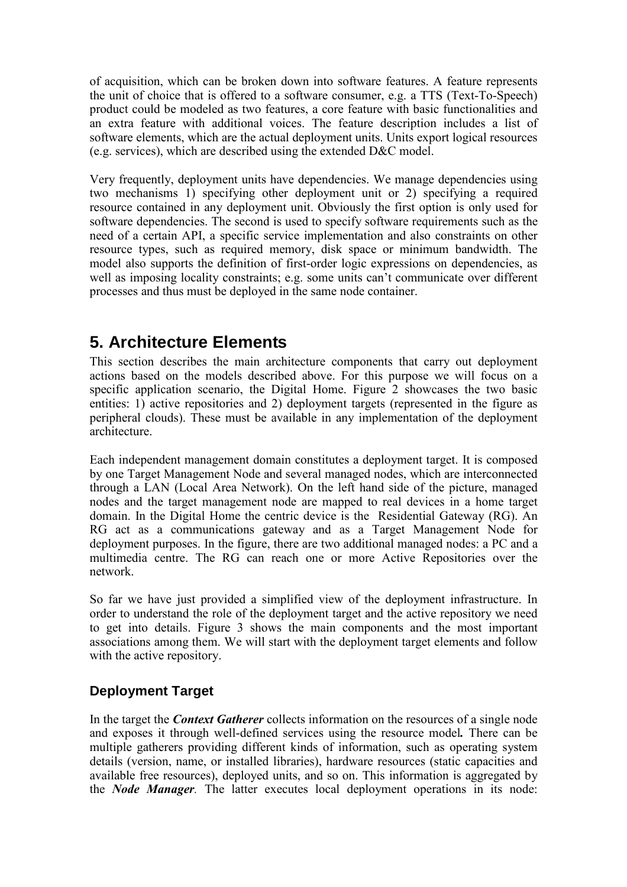of acquisition, which can be broken down into software features. A feature represents the unit of choice that is offered to a software consumer, e.g. a TTS (Text-To-Speech) product could be modeled as two features, a core feature with basic functionalities and an extra feature with additional voices. The feature description includes a list of software elements, which are the actual deployment units. Units export logical resources (e.g. services), which are described using the extended D&C model.

Very frequently, deployment units have dependencies. We manage dependencies using two mechanisms 1) specifying other deployment unit or 2) specifying a required resource contained in any deployment unit. Obviously the first option is only used for software dependencies. The second is used to specify software requirements such as the need of a certain API, a specific service implementation and also constraints on other resource types, such as required memory, disk space or minimum bandwidth. The model also supports the definition of first-order logic expressions on dependencies, as well as imposing locality constraints; e.g. some units can't communicate over different processes and thus must be deployed in the same node container.

# 5. Architecture Elements

This section describes the main architecture components that carry out deployment actions based on the models described above. For this purpose we will focus on a specific application scenario, the Digital Home. Figure 2 showcases the two basic entities: 1) active repositories and 2) deployment targets (represented in the figure as peripheral clouds). These must be available in any implementation of the deployment architecture.

Each independent management domain constitutes a deployment target. It is composed by one Target Management Node and several managed nodes, which are interconnected through a LAN (Local Area Network). On the left hand side of the picture, managed nodes and the target management node are mapped to real devices in a home target domain. In the Digital Home the centric device is the Residential Gateway (RG). An RG act as a communications gateway and as a Target Management Node for deployment purposes. In the figure, there are two additional managed nodes: a PC and a multimedia centre. The RG can reach one or more Active Repositories over the network.

So far we have just provided a simplified view of the deployment infrastructure. In order to understand the role of the deployment target and the active repository we need to get into details. Figure 3 shows the main components and the most important associations among them. We will start with the deployment target elements and follow with the active repository.

## Deployment Target

In the target the ***Context Gatherer*** collects information on the resources of a single node and exposes it through well-defined services using the resource model**.** There can be multiple gatherers providing different kinds of information, such as operating system details (version, name, or installed libraries), hardware resources (static capacities and available free resources), deployed units, and so on. This information is aggregated by the ***Node Manager****.* The latter executes local deployment operations in its node: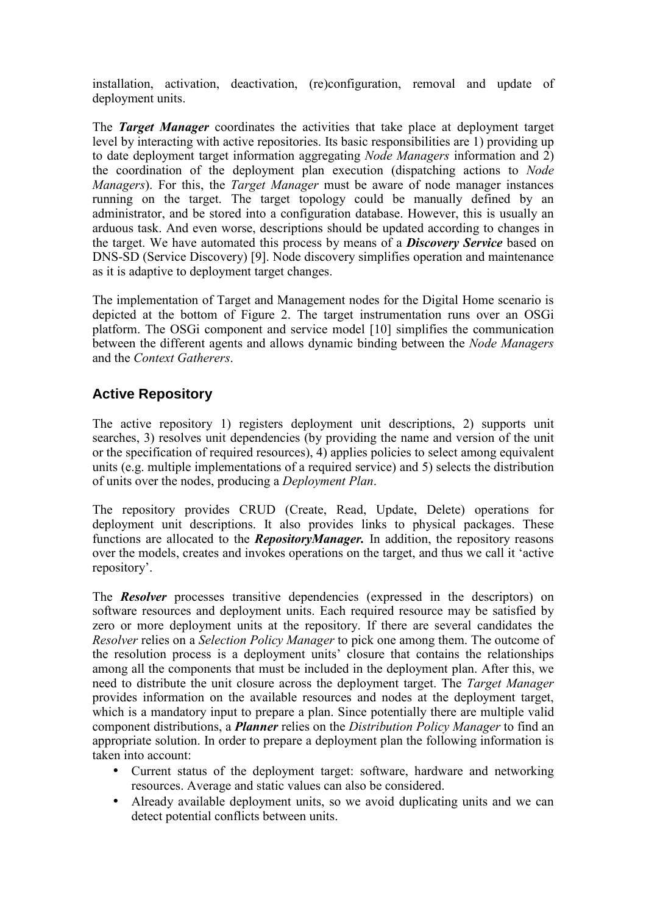installation, activation, deactivation, (re)configuration, removal and update of deployment units.

The ***Target Manager*** coordinates the activities that take place at deployment target level by interacting with active repositories. Its basic responsibilities are 1) providing up to date deployment target information aggregating *Node Managers* information and 2) the coordination of the deployment plan execution (dispatching actions to *Node Managers*). For this, the *Target Manager* must be aware of node manager instances running on the target. The target topology could be manually defined by an administrator, and be stored into a configuration database. However, this is usually an arduous task. And even worse, descriptions should be updated according to changes in the target. We have automated this process by means of a ***Discovery Service*** based on DNS-SD (Service Discovery) [9]. Node discovery simplifies operation and maintenance as it is adaptive to deployment target changes.

The implementation of Target and Management nodes for the Digital Home scenario is depicted at the bottom of Figure 2. The target instrumentation runs over an OSGi platform. The OSGi component and service model [10] simplifies the communication between the different agents and allows dynamic binding between the *Node Managers* and the *Context Gatherers*.

## Active Repository

The active repository 1) registers deployment unit descriptions, 2) supports unit searches, 3) resolves unit dependencies (by providing the name and version of the unit or the specification of required resources), 4) applies policies to select among equivalent units (e.g. multiple implementations of a required service) and 5) selects the distribution of units over the nodes, producing a *Deployment Plan*.

The repository provides CRUD (Create, Read, Update, Delete) operations for deployment unit descriptions. It also provides links to physical packages. These functions are allocated to the ***RepositoryManager.*** In addition, the repository reasons over the models, creates and invokes operations on the target, and thus we call it 'active repository'.

The ***Resolver*** processes transitive dependencies (expressed in the descriptors) on software resources and deployment units. Each required resource may be satisfied by zero or more deployment units at the repository. If there are several candidates the *Resolver* relies on a *Selection Policy Manager* to pick one among them. The outcome of the resolution process is a deployment units' closure that contains the relationships among all the components that must be included in the deployment plan. After this, we need to distribute the unit closure across the deployment target. The *Target Manager* provides information on the available resources and nodes at the deployment target, which is a mandatory input to prepare a plan. Since potentially there are multiple valid component distributions, a ***Planner*** relies on the *Distribution Policy Manager* to find an appropriate solution. In order to prepare a deployment plan the following information is taken into account:

- Current status of the deployment target: software, hardware and networking resources. Average and static values can also be considered.
- Already available deployment units, so we avoid duplicating units and we can detect potential conflicts between units.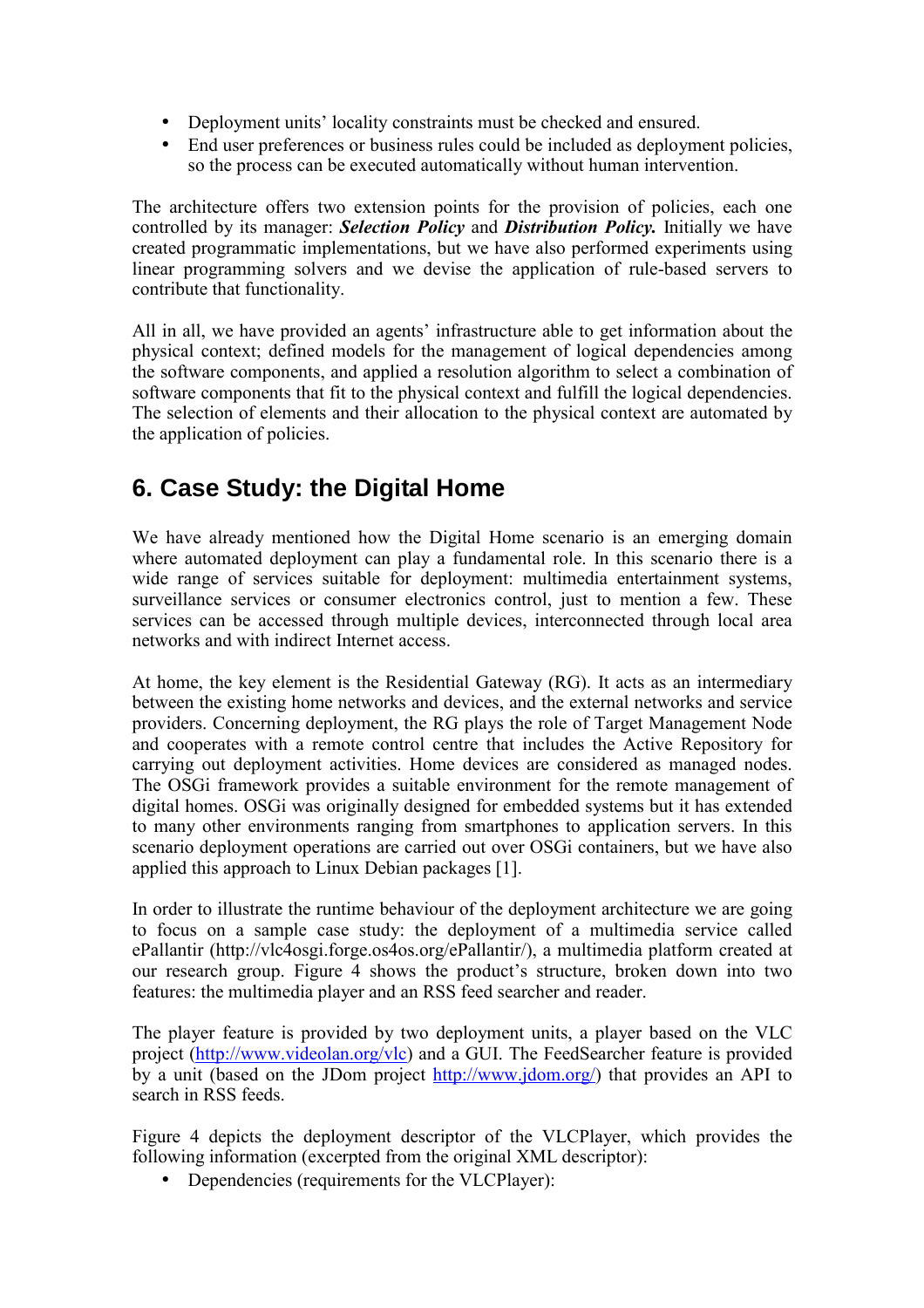- Deployment units' locality constraints must be checked and ensured.
- End user preferences or business rules could be included as deployment policies, so the process can be executed automatically without human intervention.

The architecture offers two extension points for the provision of policies, each one controlled by its manager: ***Selection Policy*** and ***Distribution Policy.*** Initially we have created programmatic implementations, but we have also performed experiments using linear programming solvers and we devise the application of rule-based servers to contribute that functionality.

All in all, we have provided an agents' infrastructure able to get information about the physical context; defined models for the management of logical dependencies among the software components, and applied a resolution algorithm to select a combination of software components that fit to the physical context and fulfill the logical dependencies. The selection of elements and their allocation to the physical context are automated by the application of policies.

## 6. Case Study: the Digital Home

We have already mentioned how the Digital Home scenario is an emerging domain where automated deployment can play a fundamental role. In this scenario there is a wide range of services suitable for deployment: multimedia entertainment systems, surveillance services or consumer electronics control, just to mention a few. These services can be accessed through multiple devices, interconnected through local area networks and with indirect Internet access.

At home, the key element is the Residential Gateway (RG). It acts as an intermediary between the existing home networks and devices, and the external networks and service providers. Concerning deployment, the RG plays the role of Target Management Node and cooperates with a remote control centre that includes the Active Repository for carrying out deployment activities. Home devices are considered as managed nodes. The OSGi framework provides a suitable environment for the remote management of digital homes. OSGi was originally designed for embedded systems but it has extended to many other environments ranging from smartphones to application servers. In this scenario deployment operations are carried out over OSGi containers, but we have also applied this approach to Linux Debian packages [1].

In order to illustrate the runtime behaviour of the deployment architecture we are going to focus on a sample case study: the deployment of a multimedia service called ePallantir (http://vlc4osgi.forge.os4os.org/ePallantir/), a multimedia platform created at our research group. Figure 4 shows the product's structure, broken down into two features: the multimedia player and an RSS feed searcher and reader.

The player feature is provided by two deployment units, a player based on the VLC project (http://www.videolan.org/vlc) and a GUI. The FeedSearcher feature is provided by a unit (based on the JDom project http://www.jdom.org/) that provides an API to search in RSS feeds.

Figure 4 depicts the deployment descriptor of the VLCPlayer, which provides the following information (excerpted from the original XML descriptor):

- Dependencies (requirements for the VLCPlayer):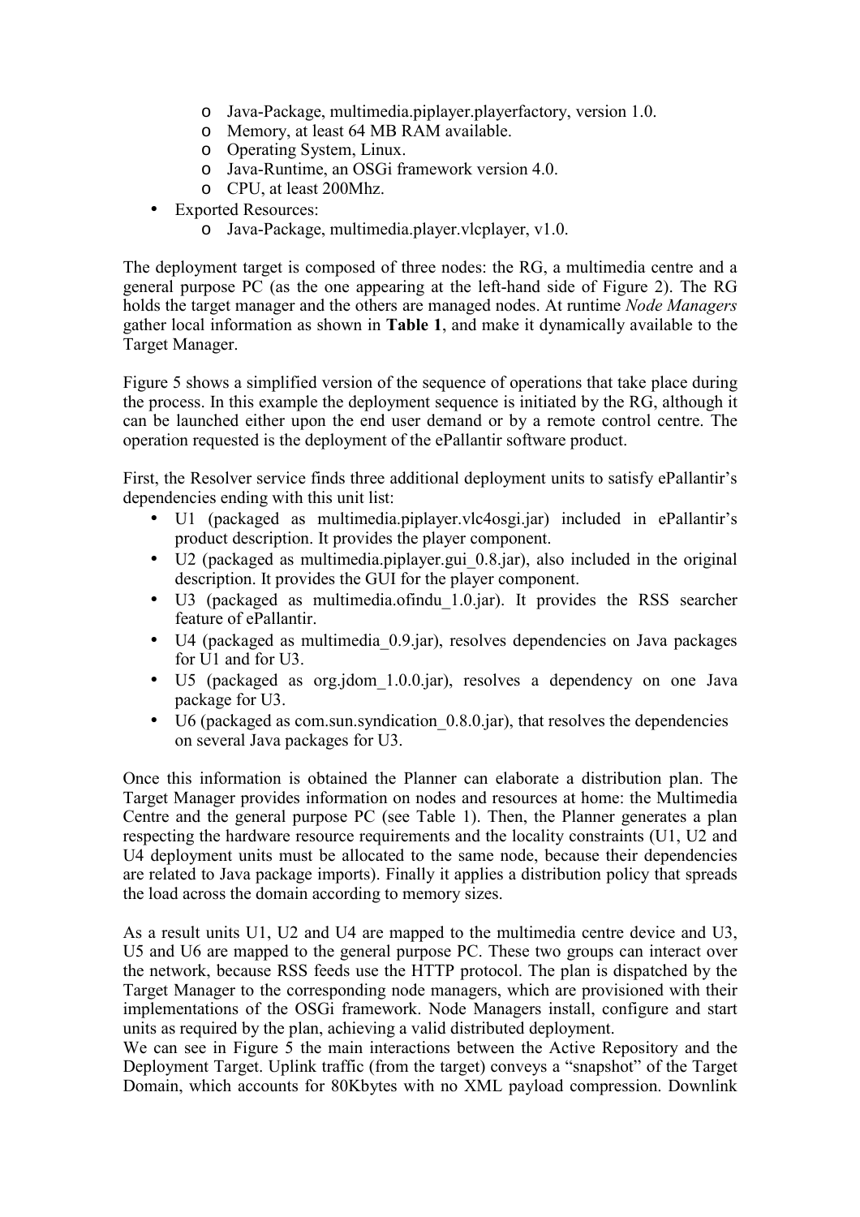- Java-Package, multimedia.piplayer.playerfactory, version 1.0.
  - Memory, at least 64 MB RAM available.
  - Operating System, Linux.
  - Java-Runtime, an OSGi framework version 4.0.
  - CPU, at least 200Mhz.
- Exported Resources:
  - Java-Package, multimedia.player.vlcplayer, v1.0.

The deployment target is composed of three nodes: the RG, a multimedia centre and a general purpose PC (as the one appearing at the left-hand side of Figure 2). The RG holds the target manager and the others are managed nodes. At runtime *Node Managers* gather local information as shown in **Table 1**, and make it dynamically available to the Target Manager.

Figure 5 shows a simplified version of the sequence of operations that take place during the process. In this example the deployment sequence is initiated by the RG, although it can be launched either upon the end user demand or by a remote control centre. The operation requested is the deployment of the ePallantir software product.

First, the Resolver service finds three additional deployment units to satisfy ePallantir's dependencies ending with this unit list:

- U1 (packaged as multimedia.piplayer.vlc4osgi.jar) included in ePallantir's product description. It provides the player component.
- U2 (packaged as multimedia.piplayer.gui_0.8.jar), also included in the original description. It provides the GUI for the player component.
- U3 (packaged as multimedia.ofindu_1.0.jar). It provides the RSS searcher feature of ePallantir.
- U4 (packaged as multimedia_0.9.jar), resolves dependencies on Java packages for U1 and for U3.
- U5 (packaged as org.jdom_1.0.0.jar), resolves a dependency on one Java package for U3.
- U6 (packaged as com.sun.syndication_0.8.0.jar), that resolves the dependencies on several Java packages for U3.

Once this information is obtained the Planner can elaborate a distribution plan. The Target Manager provides information on nodes and resources at home: the Multimedia Centre and the general purpose PC (see Table 1). Then, the Planner generates a plan respecting the hardware resource requirements and the locality constraints (U1, U2 and U4 deployment units must be allocated to the same node, because their dependencies are related to Java package imports). Finally it applies a distribution policy that spreads the load across the domain according to memory sizes.

As a result units U1, U2 and U4 are mapped to the multimedia centre device and U3, U5 and U6 are mapped to the general purpose PC. These two groups can interact over the network, because RSS feeds use the HTTP protocol. The plan is dispatched by the Target Manager to the corresponding node managers, which are provisioned with their implementations of the OSGi framework. Node Managers install, configure and start units as required by the plan, achieving a valid distributed deployment.

We can see in Figure 5 the main interactions between the Active Repository and the Deployment Target. Uplink traffic (from the target) conveys a "snapshot" of the Target Domain, which accounts for 80Kbytes with no XML payload compression. Downlink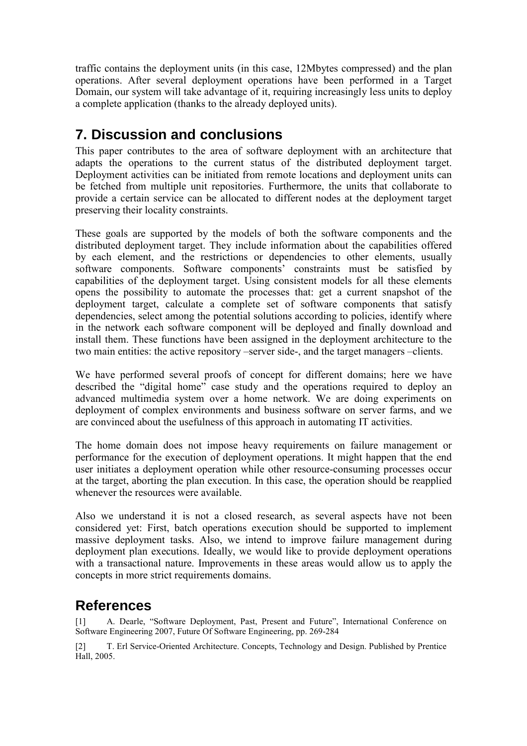traffic contains the deployment units (in this case, 12Mbytes compressed) and the plan operations. After several deployment operations have been performed in a Target Domain, our system will take advantage of it, requiring increasingly less units to deploy a complete application (thanks to the already deployed units).

## 7. Discussion and conclusions

This paper contributes to the area of software deployment with an architecture that adapts the operations to the current status of the distributed deployment target. Deployment activities can be initiated from remote locations and deployment units can be fetched from multiple unit repositories. Furthermore, the units that collaborate to provide a certain service can be allocated to different nodes at the deployment target preserving their locality constraints.

These goals are supported by the models of both the software components and the distributed deployment target. They include information about the capabilities offered by each element, and the restrictions or dependencies to other elements, usually software components. Software components' constraints must be satisfied by capabilities of the deployment target. Using consistent models for all these elements opens the possibility to automate the processes that: get a current snapshot of the deployment target, calculate a complete set of software components that satisfy dependencies, select among the potential solutions according to policies, identify where in the network each software component will be deployed and finally download and install them. These functions have been assigned in the deployment architecture to the two main entities: the active repository –server side-, and the target managers –clients.

We have performed several proofs of concept for different domains; here we have described the "digital home" case study and the operations required to deploy an advanced multimedia system over a home network. We are doing experiments on deployment of complex environments and business software on server farms, and we are convinced about the usefulness of this approach in automating IT activities.

The home domain does not impose heavy requirements on failure management or performance for the execution of deployment operations. It might happen that the end user initiates a deployment operation while other resource-consuming processes occur at the target, aborting the plan execution. In this case, the operation should be reapplied whenever the resources were available.

Also we understand it is not a closed research, as several aspects have not been considered yet: First, batch operations execution should be supported to implement massive deployment tasks. Also, we intend to improve failure management during deployment plan executions. Ideally, we would like to provide deployment operations with a transactional nature. Improvements in these areas would allow us to apply the concepts in more strict requirements domains.

## References

[1] A. Dearle, "Software Deployment, Past, Present and Future", International Conference on Software Engineering 2007, Future Of Software Engineering, pp. 269-284

[2] T. Erl Service-Oriented Architecture. Concepts, Technology and Design. Published by Prentice Hall, 2005.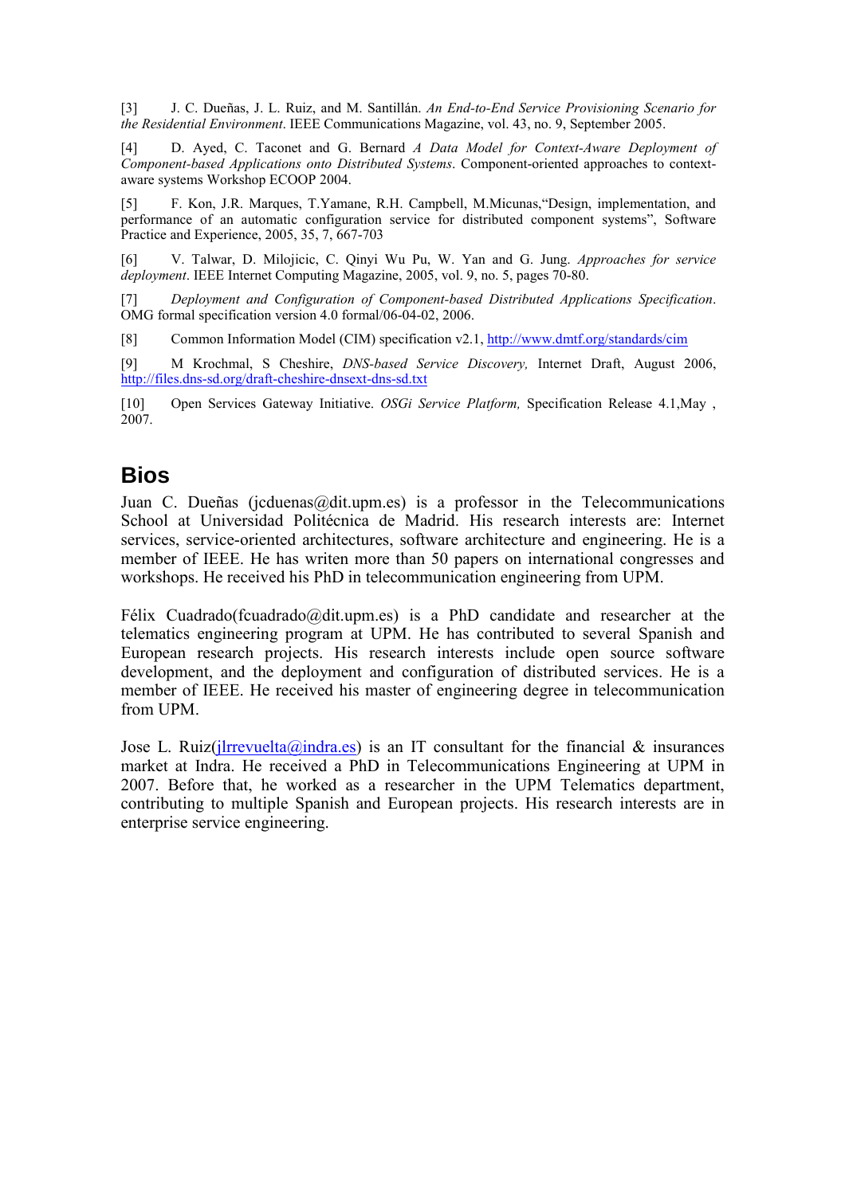[3] J. C. Dueñas, J. L. Ruiz, and M. Santillán. *An End-to-End Service Provisioning Scenario for the Residential Environment*. IEEE Communications Magazine, vol. 43, no. 9, September 2005.

[4] D. Ayed, C. Taconet and G. Bernard *A Data Model for Context-Aware Deployment of Component-based Applications onto Distributed Systems*. Component-oriented approaches to context-aware systems Workshop ECOOP 2004.

[5] F. Kon, J.R. Marques, T.Yamane, R.H. Campbell, M.Micunas,"Design, implementation, and performance of an automatic configuration service for distributed component systems", Software Practice and Experience, 2005, 35, 7, 667-703

[6] V. Talwar, D. Milojicic, C. Qinyi Wu Pu, W. Yan and G. Jung. *Approaches for service deployment*. IEEE Internet Computing Magazine, 2005, vol. 9, no. 5, pages 70-80.

[7] *Deployment and Configuration of Component-based Distributed Applications Specification*. OMG formal specification version 4.0 formal/06-04-02, 2006.

[8] Common Information Model (CIM) specification v2.1, http://www.dmtf.org/standards/cim

[9] M Krochmal, S Cheshire, *DNS-based Service Discovery,* Internet Draft, August 2006, http://files.dns-sd.org/draft-cheshire-dnsext-dns-sd.txt

[10] Open Services Gateway Initiative. *OSGi Service Platform,* Specification Release 4.1,May , 2007.

# Bios

Juan C. Dueñas (jcduenas@dit.upm.es) is a professor in the Telecommunications School at Universidad Politécnica de Madrid. His research interests are: Internet services, service-oriented architectures, software architecture and engineering. He is a member of IEEE. He has writen more than 50 papers on international congresses and workshops. He received his PhD in telecommunication engineering from UPM.

Félix Cuadrado(fcuadrado@dit.upm.es) is a PhD candidate and researcher at the telematics engineering program at UPM. He has contributed to several Spanish and European research projects. His research interests include open source software development, and the deployment and configuration of distributed services. He is a member of IEEE. He received his master of engineering degree in telecommunication from UPM.

Jose L. Ruiz(jlrrevuelta@indra.es) is an IT consultant for the financial & insurances market at Indra. He received a PhD in Telecommunications Engineering at UPM in 2007. Before that, he worked as a researcher in the UPM Telematics department, contributing to multiple Spanish and European projects. His research interests are in enterprise service engineering.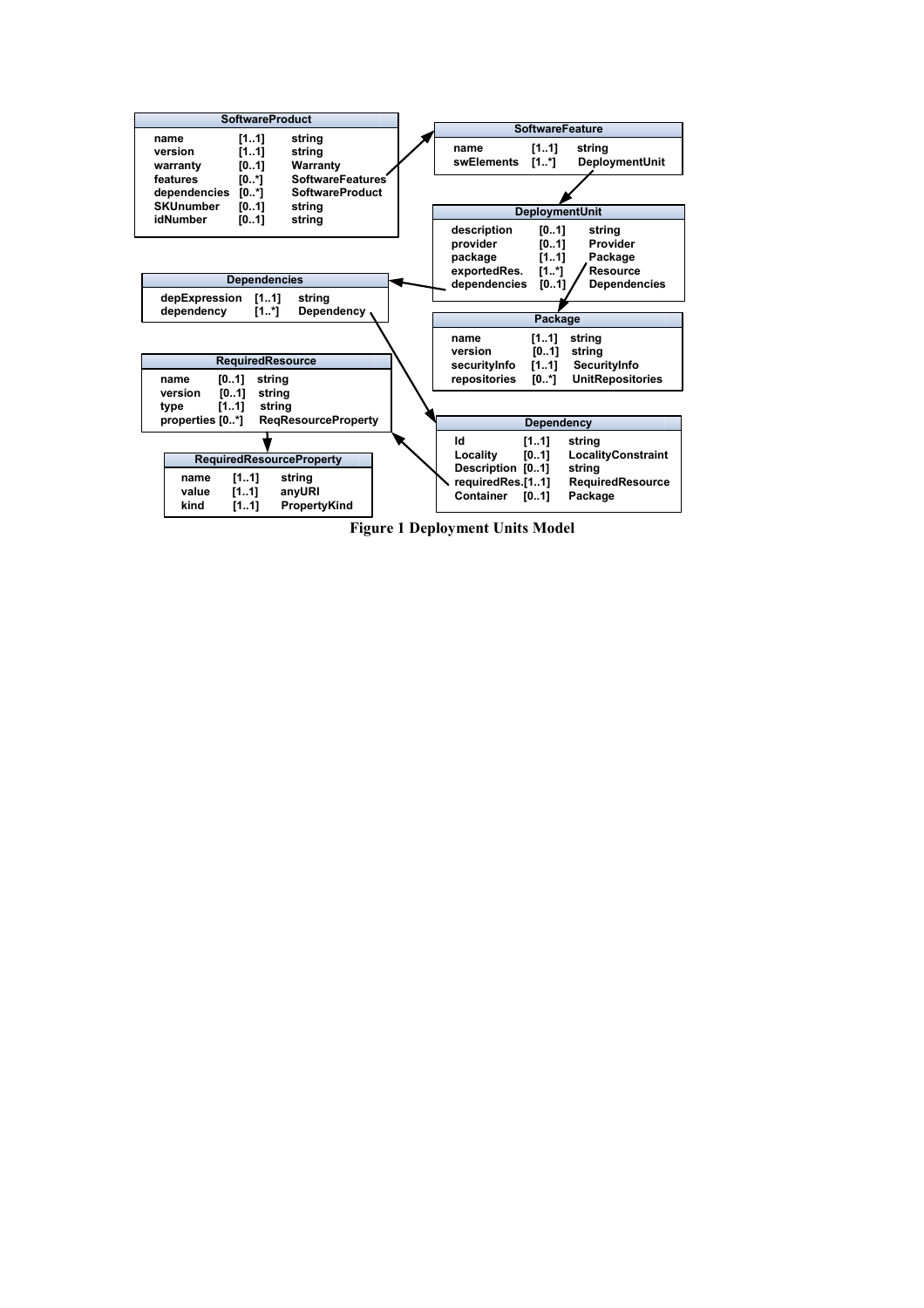**SoftwareProduct**

| | | |
|---|---|---|
| name | [1..1] | string |
| version | [1..1] | string |
| warranty | [0..1] | Warranty |
| features | [0..*] | SoftwareFeatures |
| dependencies | [0..*] | SoftwareProduct |
| SKUnumber | [0..1] | string |
| idNumber | [0..1] | string |

**SoftwareFeature**

| | | |
|---|---|---|
| name | [1..1] | string |
| swElements | [1..*] | DeploymentUnit |

**DeploymentUnit**

| | | |
|---|---|---|
| description | [0..1] | string |
| provider | [0..1] | Provider |
| package | [1..1] | Package |
| exportedRes. | [1..*] | Resource |
| dependencies | [0..1] | Dependencies |

**Dependencies**

| | | |
|---|---|---|
| depExpression | [1..1] | string |
| dependency | [1..*] | Dependency |

**Package**

| | | |
|---|---|---|
| name | [1..1] | string |
| version | [0..1] | string |
| securityInfo | [1..1] | SecurityInfo |
| repositories | [0..*] | UnitRepositories |

**RequiredResource**

| | | |
|---|---|---|
| name | [0..1] | string |
| version | [0..1] | string |
| type | [1..1] | string |
| properties | [0..*] | ReqResourceProperty |

**Dependency**

| | | |
|---|---|---|
| Id | [1..1] | string |
| Locality | [0..1] | LocalityConstraint |
| Description | [0..1] | string |
| requiredRes. | [1..1] | RequiredResource |
| Container | [0..1] | Package |

**RequiredResourceProperty**

| | | |
|---|---|---|
| name | [1..1] | string |
| value | [1..1] | anyURI |
| kind | [1..1] | PropertyKind |

**Figure 1 Deployment Units Model**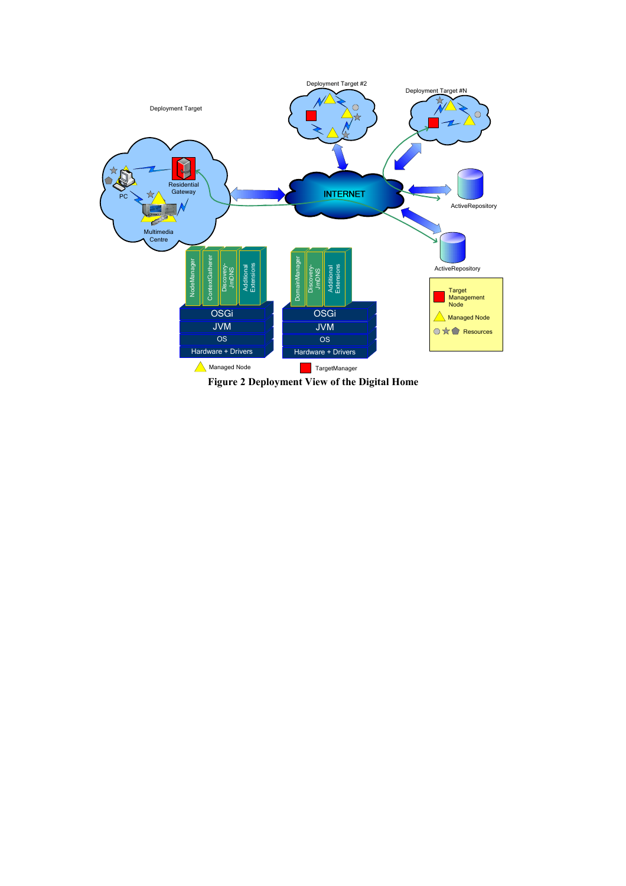**Figure 2 Deployment View of the Digital Home**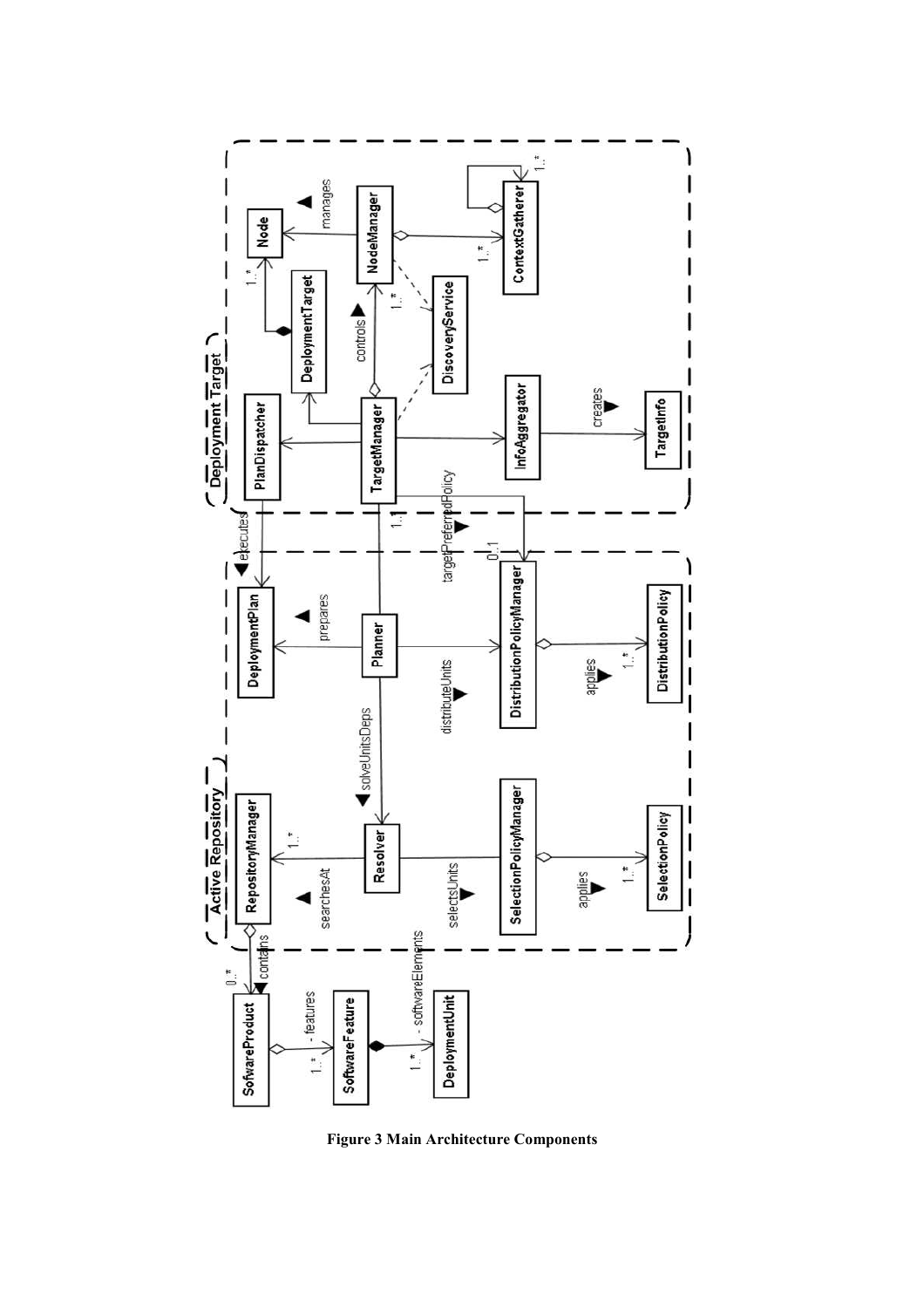**Figure 3 Main Architecture Components**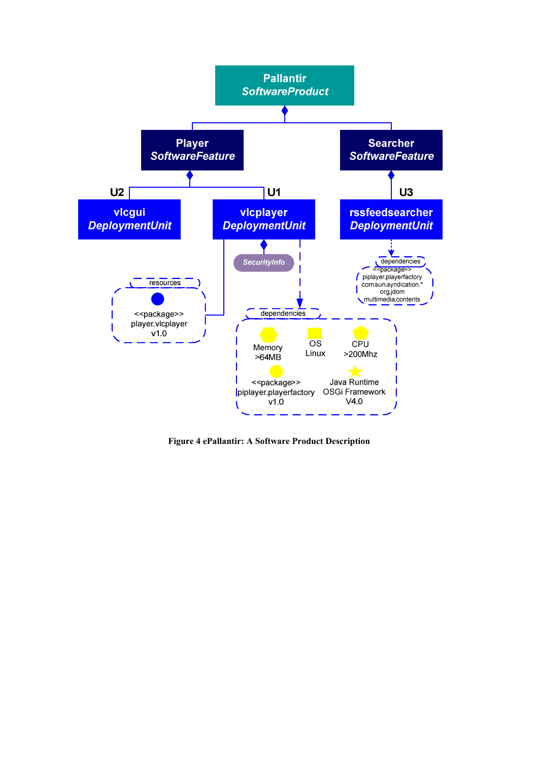**Figure 4 ePallantir: A Software Product Description**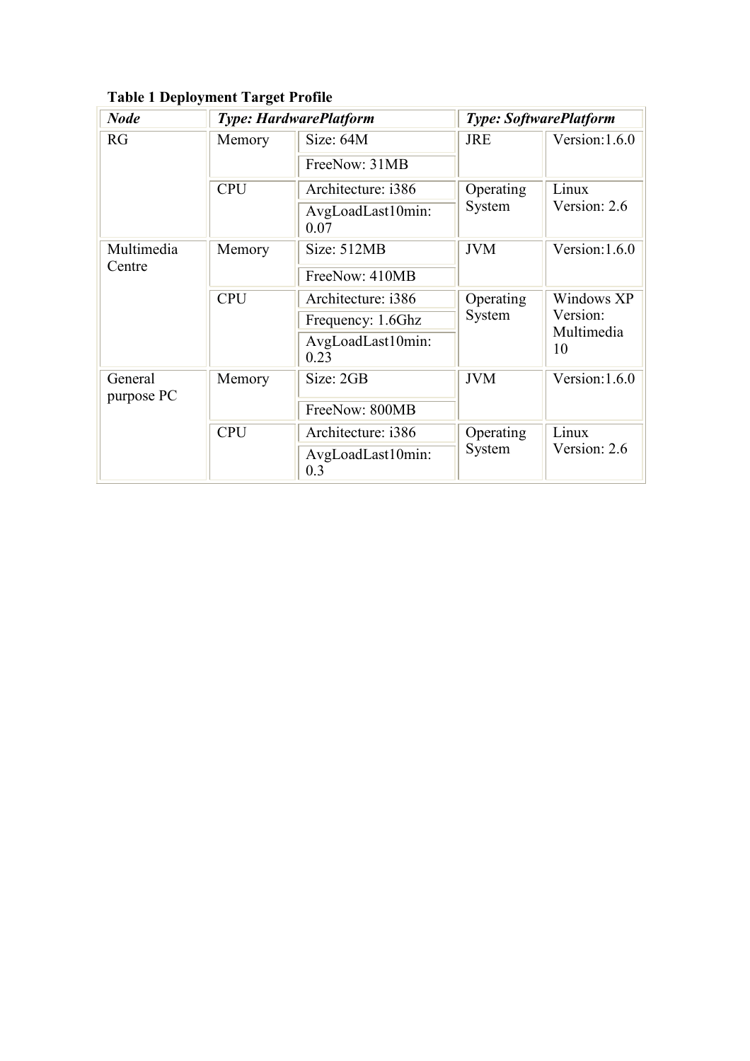**Table 1 Deployment Target Profile**

| ***Node*** | ***Type: HardwarePlatform*** | | ***Type: SoftwarePlatform*** | |
|---|---|---|---|---|
| RG | Memory | Size: 64M | JRE | Version:1.6.0 |
| | | FreeNow: 31MB | | |
| | CPU | Architecture: i386 | Operating System | Linux Version: 2.6 |
| | | AvgLoadLast10min: 0.07 | | |
| Multimedia Centre | Memory | Size: 512MB | JVM | Version:1.6.0 |
| | | FreeNow: 410MB | | |
| | CPU | Architecture: i386 | Operating System | Windows XP Version: Multimedia 10 |
| | | Frequency: 1.6Ghz | | |
| | | AvgLoadLast10min: 0.23 | | |
| General purpose PC | Memory | Size: 2GB | JVM | Version:1.6.0 |
| | | FreeNow: 800MB | | |
| | CPU | Architecture: i386 | Operating System | Linux Version: 2.6 |
| | | AvgLoadLast10min: 0.3 | | |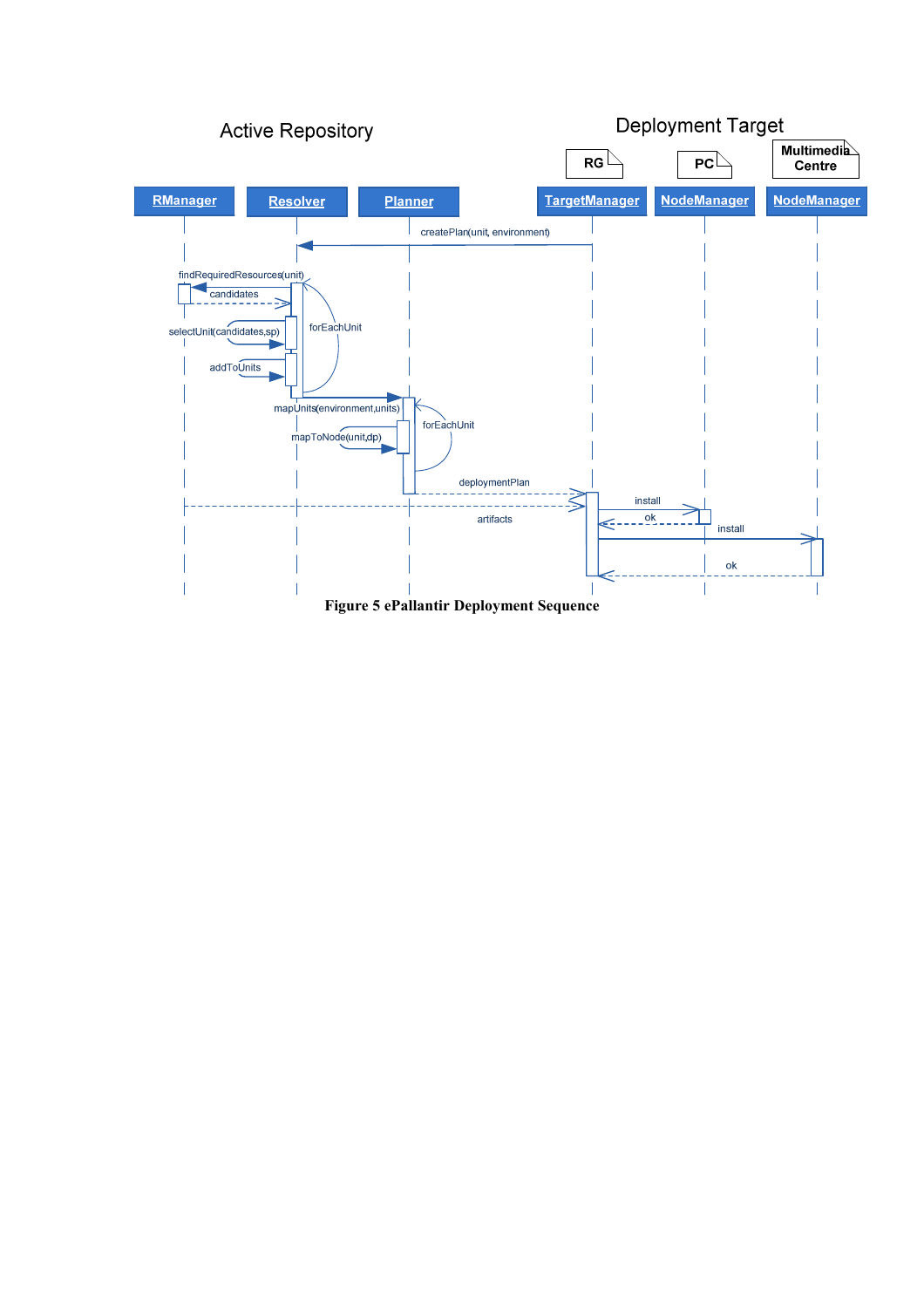Active Repository

Deployment Target

RG

PC

Multimedia Centre

RManager

Resolver

Planner

TargetManager

NodeManager

NodeManager

createPlan(unit, environment)

findRequiredResources(unit)

candidates

forEachUnit

selectUnit(candidates,sp)

addToUnits

mapUnits(environment,units)

forEachUnit

mapToNode(unit,dp)

deploymentPlan

artifacts

install

ok

install

ok

**Figure 5 ePallantir Deployment Sequence**